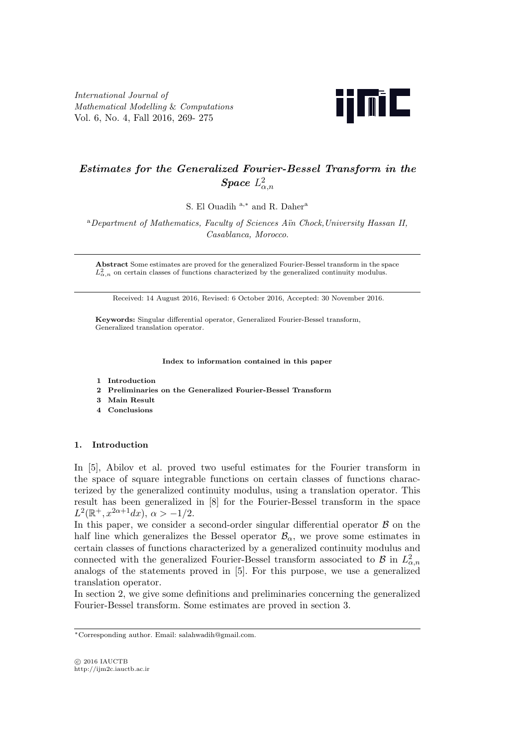*International Journal of Mathematical Modelling & Computations*
Vol. 6, No. 4, Fall 2016, 269- 275

# *Estimates for the Generalized Fourier-Bessel Transform in the Space* $L^2_{\alpha,n}$

S. El Ouadih [a,*] and R. Daher[a]

[a] *Department of Mathematics, Faculty of Sciences Aïn Chock, University Hassan II, Casablanca, Morocco.*

---

**Abstract** Some estimates are proved for the generalized Fourier-Bessel transform in the space $L^2_{\alpha,n}$ on certain classes of functions characterized by the generalized continuity modulus.

---

Received: 14 August 2016, Revised: 6 October 2016, Accepted: 30 November 2016.

**Keywords:** Singular differential operator, Generalized Fourier-Bessel transform, Generalized translation operator.

**Index to information contained in this paper**

1. **Introduction**
2. **Preliminaries on the Generalized Fourier-Bessel Transform**
3. **Main Result**
4. **Conclusions**

## 1. Introduction

In [5], Abilov et al. proved two useful estimates for the Fourier transform in the space of square integrable functions on certain classes of functions characterized by the generalized continuity modulus, using a translation operator. This result has been generalized in [8] for the Fourier-Bessel transform in the space $L^2(\mathbb{R}^+, x^{2\alpha+1}dx)$, $\alpha > -1/2$.

In this paper, we consider a second-order singular differential operator $\mathcal{B}$ on the half line which generalizes the Bessel operator $\mathcal{B}_\alpha$, we prove some estimates in certain classes of functions characterized by a generalized continuity modulus and connected with the generalized Fourier-Bessel transform associated to $\mathcal{B}$ in $L^2_{\alpha,n}$ analogs of the statements proved in [5]. For this purpose, we use a generalized translation operator.

In section 2, we give some definitions and preliminaries concerning the generalized Fourier-Bessel transform. Some estimates are proved in section 3.

---

*Corresponding author. Email: salahwadih@gmail.com.

© 2016 IAUCTB
http://ijm2c.iauctb.ac.ir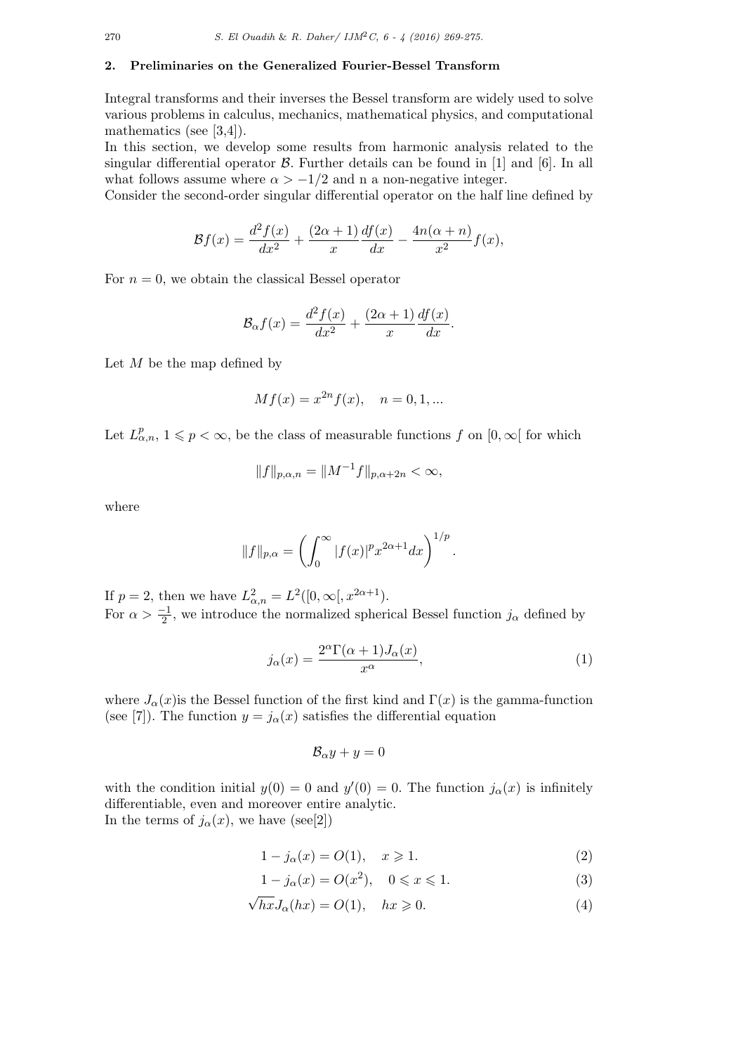## 2. Preliminaries on the Generalized Fourier-Bessel Transform

Integral transforms and their inverses the Bessel transform are widely used to solve various problems in calculus, mechanics, mathematical physics, and computational mathematics (see [3,4]).

In this section, we develop some results from harmonic analysis related to the singular differential operator $\mathcal{B}$. Further details can be found in [1] and [6]. In all what follows assume where $\alpha > -1/2$ and n a non-negative integer.

Consider the second-order singular differential operator on the half line defined by

$$\mathcal{B}f(x) = \frac{d^2 f(x)}{dx^2} + \frac{(2\alpha+1)}{x}\frac{df(x)}{dx} - \frac{4n(\alpha+n)}{x^2}f(x),$$

For $n = 0$, we obtain the classical Bessel operator

$$\mathcal{B}_\alpha f(x) = \frac{d^2 f(x)}{dx^2} + \frac{(2\alpha+1)}{x}\frac{df(x)}{dx}.$$

Let $M$ be the map defined by

$$Mf(x) = x^{2n} f(x), \quad n = 0, 1, ...$$

Let $L^p_{\alpha,n}$, $1 \leqslant p < \infty$, be the class of measurable functions $f$ on $[0, \infty[$ for which

$$\|f\|_{p,\alpha,n} = \|M^{-1}f\|_{p,\alpha+2n} < \infty,$$

where

$$\|f\|_{p,\alpha} = \left(\int_0^\infty |f(x)|^p x^{2\alpha+1} dx\right)^{1/p}.$$

If $p = 2$, then we have $L^2_{\alpha,n} = L^2([0, \infty[, x^{2\alpha+1})$.

For $\alpha > \frac{-1}{2}$, we introduce the normalized spherical Bessel function $j_\alpha$ defined by

$$j_\alpha(x) = \frac{2^\alpha \Gamma(\alpha+1) J_\alpha(x)}{x^\alpha}, \tag{1}$$

where $J_\alpha(x)$is the Bessel function of the first kind and $\Gamma(x)$ is the gamma-function (see [7]). The function $y = j_\alpha(x)$ satisfies the differential equation

$$\mathcal{B}_\alpha y + y = 0$$

with the condition initial $y(0) = 0$ and $y'(0) = 0$. The function $j_\alpha(x)$ is infinitely differentiable, even and moreover entire analytic.

In the terms of $j_\alpha(x)$, we have (see[2])

$$1 - j_\alpha(x) = O(1), \quad x \geqslant 1. \tag{2}$$

$$1 - j_\alpha(x) = O(x^2), \quad 0 \leqslant x \leqslant 1. \tag{3}$$

$$\sqrt{hx} J_\alpha(hx) = O(1), \quad hx \geqslant 0. \tag{4}$$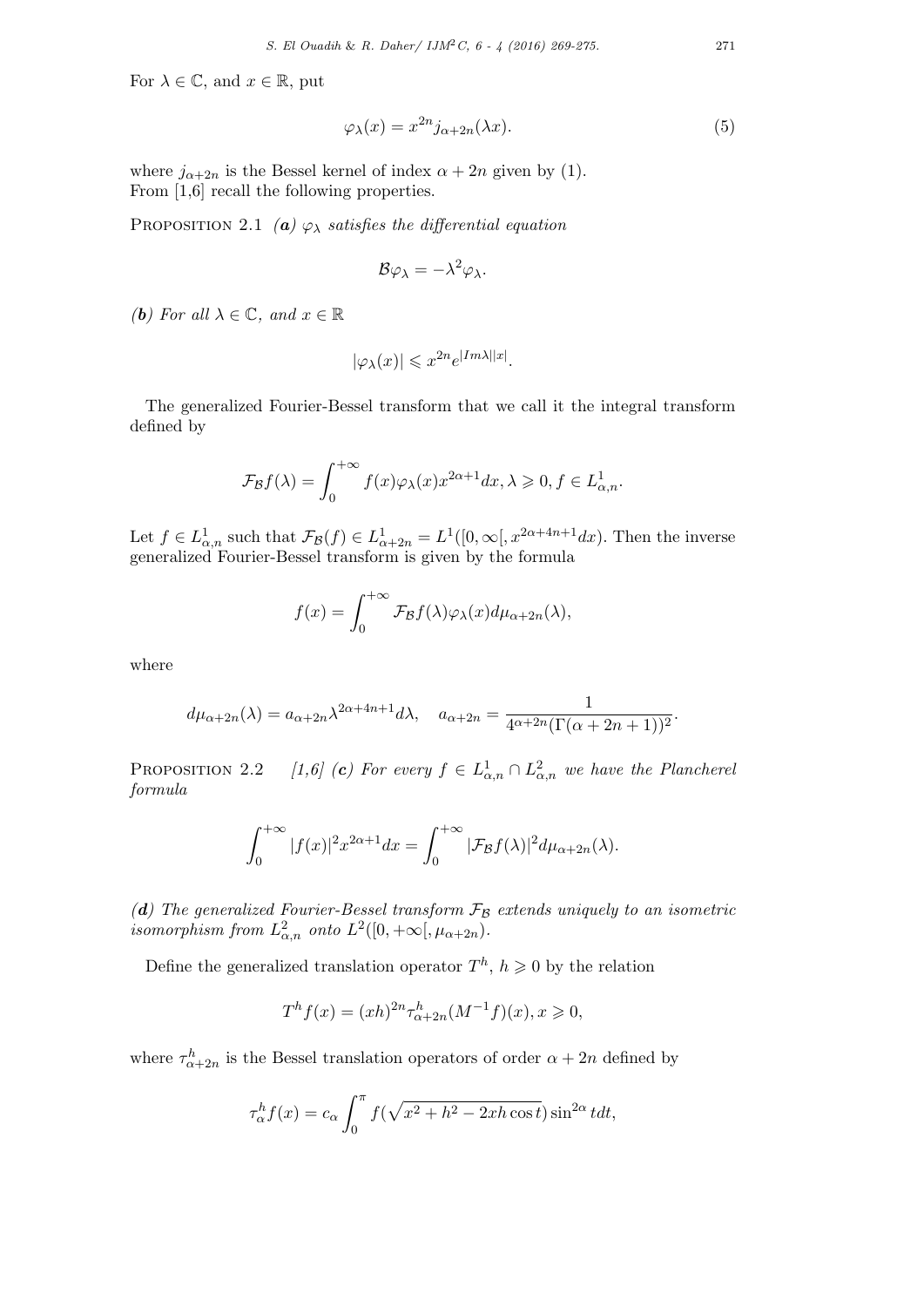For $\lambda \in \mathbb{C}$, and $x \in \mathbb{R}$, put

$$\varphi_\lambda(x) = x^{2n} j_{\alpha+2n}(\lambda x). \tag{5}$$

where $j_{\alpha+2n}$ is the Bessel kernel of index $\alpha + 2n$ given by (1).
From [1,6] recall the following properties.

Proposition 2.1 ***(a)*** *$\varphi_\lambda$ satisfies the differential equation*

$$\mathcal{B}\varphi_\lambda = -\lambda^2 \varphi_\lambda.$$

***(b)*** *For all $\lambda \in \mathbb{C}$, and $x \in \mathbb{R}$*

$$|\varphi_\lambda(x)| \leqslant x^{2n} e^{|Im\lambda||x|}.$$

The generalized Fourier-Bessel transform that we call it the integral transform defined by

$$\mathcal{F}_{\mathcal{B}} f(\lambda) = \int_0^{+\infty} f(x)\varphi_\lambda(x) x^{2\alpha+1} dx, \lambda \geqslant 0, f \in L^1_{\alpha,n}.$$

Let $f \in L^1_{\alpha,n}$ such that $\mathcal{F}_{\mathcal{B}}(f) \in L^1_{\alpha+2n} = L^1([0, \infty[, x^{2\alpha+4n+1} dx)$. Then the inverse generalized Fourier-Bessel transform is given by the formula

$$f(x) = \int_0^{+\infty} \mathcal{F}_{\mathcal{B}} f(\lambda)\varphi_\lambda(x) d\mu_{\alpha+2n}(\lambda),$$

where

$$d\mu_{\alpha+2n}(\lambda) = a_{\alpha+2n}\lambda^{2\alpha+4n+1} d\lambda, \quad a_{\alpha+2n} = \frac{1}{4^{\alpha+2n}(\Gamma(\alpha+2n+1))^2}.$$

Proposition 2.2 *[1,6]* ***(c)*** *For every $f \in L^1_{\alpha,n} \cap L^2_{\alpha,n}$ we have the Plancherel formula*

$$\int_0^{+\infty} |f(x)|^2 x^{2\alpha+1} dx = \int_0^{+\infty} |\mathcal{F}_{\mathcal{B}} f(\lambda)|^2 d\mu_{\alpha+2n}(\lambda).$$

***(d)*** *The generalized Fourier-Bessel transform $\mathcal{F}_{\mathcal{B}}$ extends uniquely to an isometric isomorphism from $L^2_{\alpha,n}$ onto $L^2([0, +\infty[, \mu_{\alpha+2n})$.*

Define the generalized translation operator $T^h$, $h \geqslant 0$ by the relation

$$T^h f(x) = (xh)^{2n} \tau^h_{\alpha+2n}(M^{-1} f)(x), x \geqslant 0,$$

where $\tau^h_{\alpha+2n}$ is the Bessel translation operators of order $\alpha + 2n$ defined by

$$\tau^h_\alpha f(x) = c_\alpha \int_0^\pi f(\sqrt{x^2 + h^2 - 2xh\cos t}) \sin^{2\alpha} t dt,$$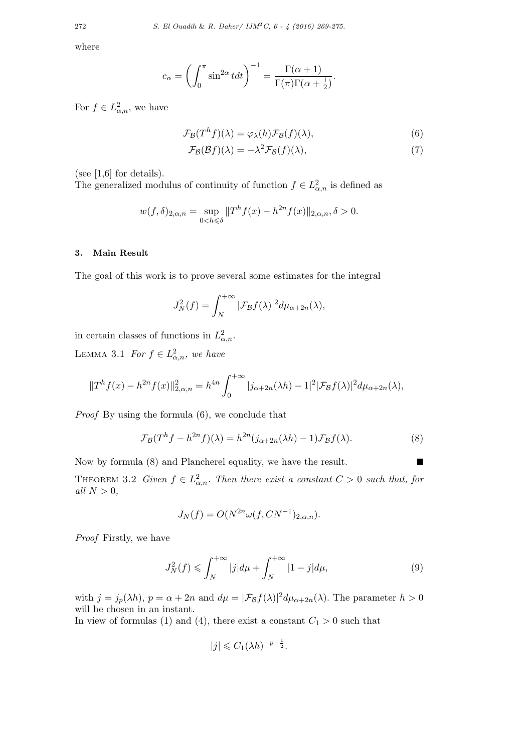where

$$c_{\alpha} = \left( \int_0^{\pi} \sin^{2\alpha} t dt \right)^{-1} = \frac{\Gamma(\alpha+1)}{\Gamma(\pi)\Gamma(\alpha+\frac{1}{2})}.$$

For $f \in L^2_{\alpha,n}$, we have

$$\mathcal{F}_{\mathcal{B}}(T^h f)(\lambda) = \varphi_{\lambda}(h)\mathcal{F}_{\mathcal{B}}(f)(\lambda), \tag{6}$$

$$\mathcal{F}_{\mathcal{B}}(\mathcal{B} f)(\lambda) = -\lambda^2 \mathcal{F}_{\mathcal{B}}(f)(\lambda), \tag{7}$$

(see [1,6] for details).

The generalized modulus of continuity of function $f \in L^2_{\alpha,n}$ is defined as

$$w(f,\delta)_{2,\alpha,n} = \sup_{0<h\leqslant\delta} \|T^h f(x) - h^{2n} f(x)\|_{2,\alpha,n}, \delta > 0.$$

## 3. Main Result

The goal of this work is to prove several some estimates for the integral

$$J_N^2(f) = \int_N^{+\infty} |\mathcal{F}_{\mathcal{B}} f(\lambda)|^2 d\mu_{\alpha+2n}(\lambda),$$

in certain classes of functions in $L^2_{\alpha,n}$.

Lemma 3.1 *For $f \in L^2_{\alpha,n}$, we have*

$$\|T^h f(x) - h^{2n} f(x)\|^2_{2,\alpha,n} = h^{4n} \int_0^{+\infty} |j_{\alpha+2n}(\lambda h) - 1|^2 |\mathcal{F}_{\mathcal{B}} f(\lambda)|^2 d\mu_{\alpha+2n}(\lambda),$$

*Proof* By using the formula (6), we conclude that

$$\mathcal{F}_{\mathcal{B}}(T^h f - h^{2n} f)(\lambda) = h^{2n}(j_{\alpha+2n}(\lambda h) - 1)\mathcal{F}_{\mathcal{B}} f(\lambda). \tag{8}$$

Now by formula (8) and Plancherel equality, we have the result. ■

Theorem 3.2 *Given $f \in L^2_{\alpha,n}$. Then there exist a constant $C > 0$ such that, for all $N > 0$,*

$$J_N(f) = O(N^{2n} \omega(f, CN^{-1})_{2,\alpha,n}).$$

*Proof* Firstly, we have

$$J_N^2(f) \leqslant \int_N^{+\infty} |j| d\mu + \int_N^{+\infty} |1 - j| d\mu, \tag{9}$$

with $j = j_p(\lambda h)$, $p = \alpha + 2n$ and $d\mu = |\mathcal{F}_{\mathcal{B}} f(\lambda)|^2 d\mu_{\alpha+2n}(\lambda)$. The parameter $h > 0$ will be chosen in an instant.

In view of formulas (1) and (4), there exist a constant $C_1 > 0$ such that

$$|j| \leqslant C_1 (\lambda h)^{-p-\frac{1}{2}}.$$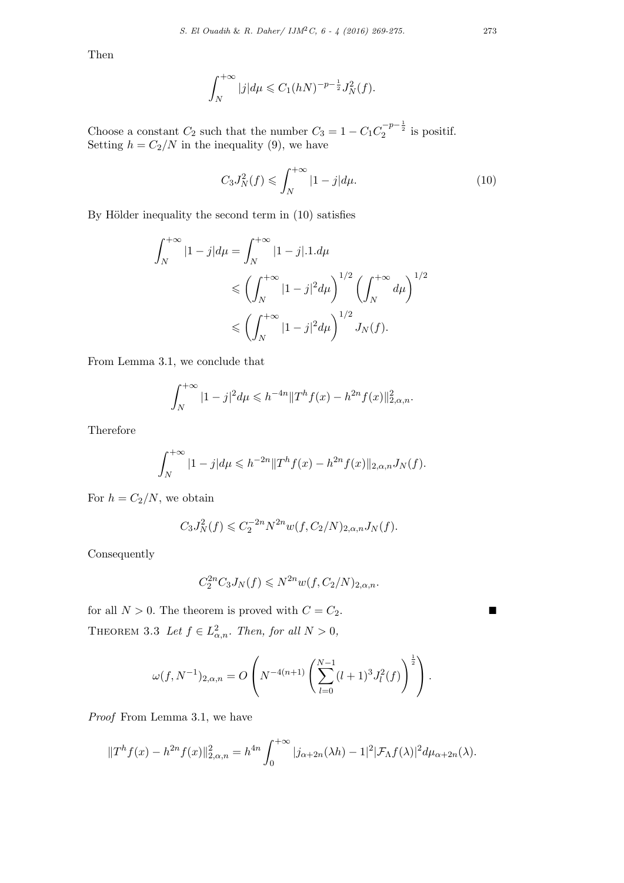Then

$$\int_N^{+\infty} |j| d\mu \leqslant C_1 (hN)^{-p-\frac{1}{2}} J_N^2(f).$$

Choose a constant $C_2$ such that the number $C_3 = 1 - C_1 C_2^{-p-\frac{1}{2}}$ is positif.
Setting $h = C_2/N$ in the inequality (9), we have

$$C_3 J_N^2(f) \leqslant \int_N^{+\infty} |1-j| d\mu. \tag{10}$$

By Hölder inequality the second term in (10) satisfies

$$\begin{aligned}
\int_N^{+\infty} |1-j| d\mu &= \int_N^{+\infty} |1-j|.1.d\mu \\
&\leqslant \left( \int_N^{+\infty} |1-j|^2 d\mu \right)^{1/2} \left( \int_N^{+\infty} d\mu \right)^{1/2} \\
&\leqslant \left( \int_N^{+\infty} |1-j|^2 d\mu \right)^{1/2} J_N(f).
\end{aligned}$$

From Lemma 3.1, we conclude that

$$\int_N^{+\infty} |1-j|^2 d\mu \leqslant h^{-4n} \|T^h f(x) - h^{2n} f(x)\|_{2,\alpha,n}^2.$$

Therefore

$$\int_N^{+\infty} |1-j| d\mu \leqslant h^{-2n} \|T^h f(x) - h^{2n} f(x)\|_{2,\alpha,n} J_N(f).$$

For $h = C_2/N$, we obtain

$$C_3 J_N^2(f) \leqslant C_2^{-2n} N^{2n} w(f, C_2/N)_{2,\alpha,n} J_N(f).$$

Consequently

$$C_2^{2n} C_3 J_N(f) \leqslant N^{2n} w(f, C_2/N)_{2,\alpha,n}.$$

for all $N > 0$. The theorem is proved with $C = C_2$. ∎

Theorem 3.3 *Let $f \in L_{\alpha,n}^2$. Then, for all $N > 0$,*

$$\omega(f, N^{-1})_{2,\alpha,n} = O\left( N^{-4(n+1)} \left( \sum_{l=0}^{N-1} (l+1)^3 J_l^2(f) \right)^{\frac{1}{2}} \right).$$

*Proof* From Lemma 3.1, we have

$$\|T^h f(x) - h^{2n} f(x)\|_{2,\alpha,n}^2 = h^{4n} \int_0^{+\infty} |j_{\alpha+2n}(\lambda h) - 1|^2 |\mathcal{F}_\Lambda f(\lambda)|^2 d\mu_{\alpha+2n}(\lambda).$$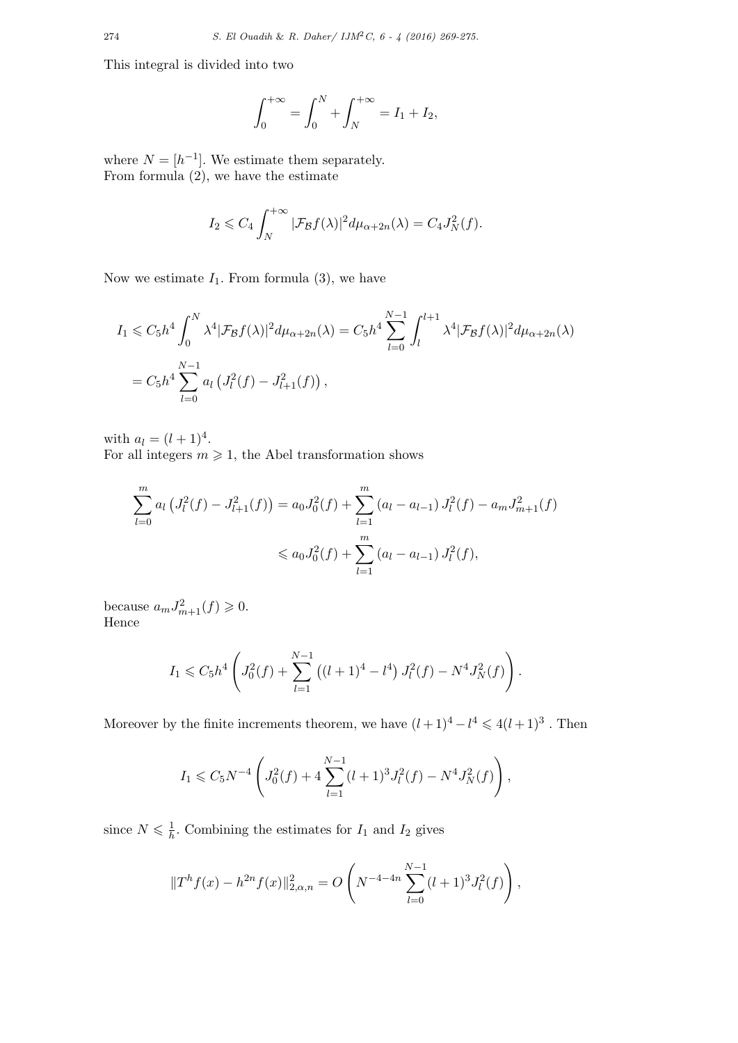This integral is divided into two

$$\int_0^{+\infty} = \int_0^N + \int_N^{+\infty} = I_1 + I_2,$$

where $N = [h^{-1}]$. We estimate them separately.
From formula (2), we have the estimate

$$I_2 \leqslant C_4 \int_N^{+\infty} |\mathcal{F}_{\mathcal{B}} f(\lambda)|^2 d\mu_{\alpha+2n}(\lambda) = C_4 J_N^2(f).$$

Now we estimate $I_1$. From formula (3), we have

$$I_1 \leqslant C_5 h^4 \int_0^N \lambda^4 |\mathcal{F}_{\mathcal{B}} f(\lambda)|^2 d\mu_{\alpha+2n}(\lambda) = C_5 h^4 \sum_{l=0}^{N-1} \int_l^{l+1} \lambda^4 |\mathcal{F}_{\mathcal{B}} f(\lambda)|^2 d\mu_{\alpha+2n}(\lambda)$$
$$= C_5 h^4 \sum_{l=0}^{N-1} a_l \left( J_l^2(f) - J_{l+1}^2(f) \right),$$

with $a_l = (l+1)^4$.
For all integers $m \geqslant 1$, the Abel transformation shows

$$\sum_{l=0}^{m} a_l \left( J_l^2(f) - J_{l+1}^2(f) \right) = a_0 J_0^2(f) + \sum_{l=1}^{m} (a_l - a_{l-1}) J_l^2(f) - a_m J_{m+1}^2(f)$$
$$\leqslant a_0 J_0^2(f) + \sum_{l=1}^{m} (a_l - a_{l-1}) J_l^2(f),$$

because $a_m J_{m+1}^2(f) \geqslant 0$.
Hence

$$I_1 \leqslant C_5 h^4 \left( J_0^2(f) + \sum_{l=1}^{N-1} \left( (l+1)^4 - l^4 \right) J_l^2(f) - N^4 J_N^2(f) \right).$$

Moreover by the finite increments theorem, we have $(l+1)^4 - l^4 \leqslant 4(l+1)^3$ . Then

$$I_1 \leqslant C_5 N^{-4} \left( J_0^2(f) + 4 \sum_{l=1}^{N-1} (l+1)^3 J_l^2(f) - N^4 J_N^2(f) \right),$$

since $N \leqslant \frac{1}{h}$. Combining the estimates for $I_1$ and $I_2$ gives

$$\|T^h f(x) - h^{2n} f(x)\|_{2,\alpha,n}^2 = O\left( N^{-4-4n} \sum_{l=0}^{N-1} (l+1)^3 J_l^2(f) \right),$$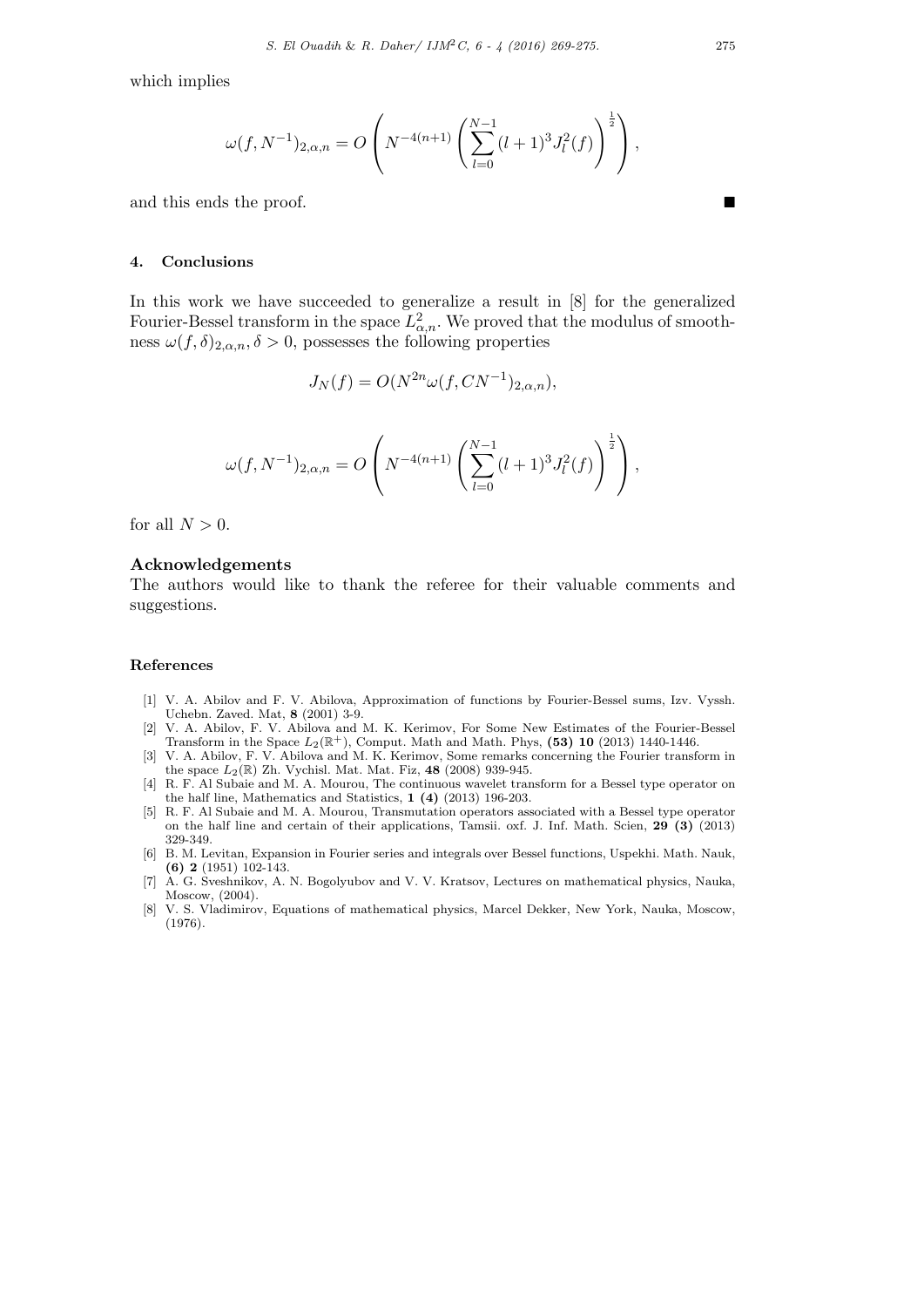which implies

$$\omega(f, N^{-1})_{2,\alpha,n} = O\left(N^{-4(n+1)}\left(\sum_{l=0}^{N-1}(l+1)^3 J_l^2(f)\right)^{\frac{1}{2}}\right),$$

and this ends the proof. ∎

## 4. Conclusions

In this work we have succeeded to generalize a result in [8] for the generalized Fourier-Bessel transform in the space $L^2_{\alpha,n}$. We proved that the modulus of smoothness $\omega(f, \delta)_{2,\alpha,n}, \delta > 0$, possesses the following properties

$$J_N(f) = O(N^{2n}\omega(f, CN^{-1})_{2,\alpha,n}),$$

$$\omega(f, N^{-1})_{2,\alpha,n} = O\left(N^{-4(n+1)}\left(\sum_{l=0}^{N-1}(l+1)^3 J_l^2(f)\right)^{\frac{1}{2}}\right),$$

for all $N > 0$.

### Acknowledgements

The authors would like to thank the referee for their valuable comments and suggestions.

## References

[1] V. A. Abilov and F. V. Abilova, Approximation of functions by Fourier-Bessel sums, Izv. Vyssh. Uchebn. Zaved. Mat, **8** (2001) 3-9.

[2] V. A. Abilov, F. V. Abilova and M. K. Kerimov, For Some New Estimates of the Fourier-Bessel Transform in the Space $L_2(\mathbb{R}^+)$, Comput. Math and Math. Phys, **(53) 10** (2013) 1440-1446.

[3] V. A. Abilov, F. V. Abilova and M. K. Kerimov, Some remarks concerning the Fourier transform in the space $L_2(\mathbb{R})$ Zh. Vychisl. Mat. Mat. Fiz, **48** (2008) 939-945.

[4] R. F. Al Subaie and M. A. Mourou, The continuous wavelet transform for a Bessel type operator on the half line, Mathematics and Statistics, **1 (4)** (2013) 196-203.

[5] R. F. Al Subaie and M. A. Mourou, Transmutation operators associated with a Bessel type operator on the half line and certain of their applications, Tamsii. oxf. J. Inf. Math. Scien, **29 (3)** (2013) 329-349.

[6] B. M. Levitan, Expansion in Fourier series and integrals over Bessel functions, Uspekhi. Math. Nauk, **(6) 2** (1951) 102-143.

[7] A. G. Sveshnikov, A. N. Bogolyubov and V. V. Kratsov, Lectures on mathematical physics, Nauka, Moscow, (2004).

[8] V. S. Vladimirov, Equations of mathematical physics, Marcel Dekker, New York, Nauka, Moscow, (1976).